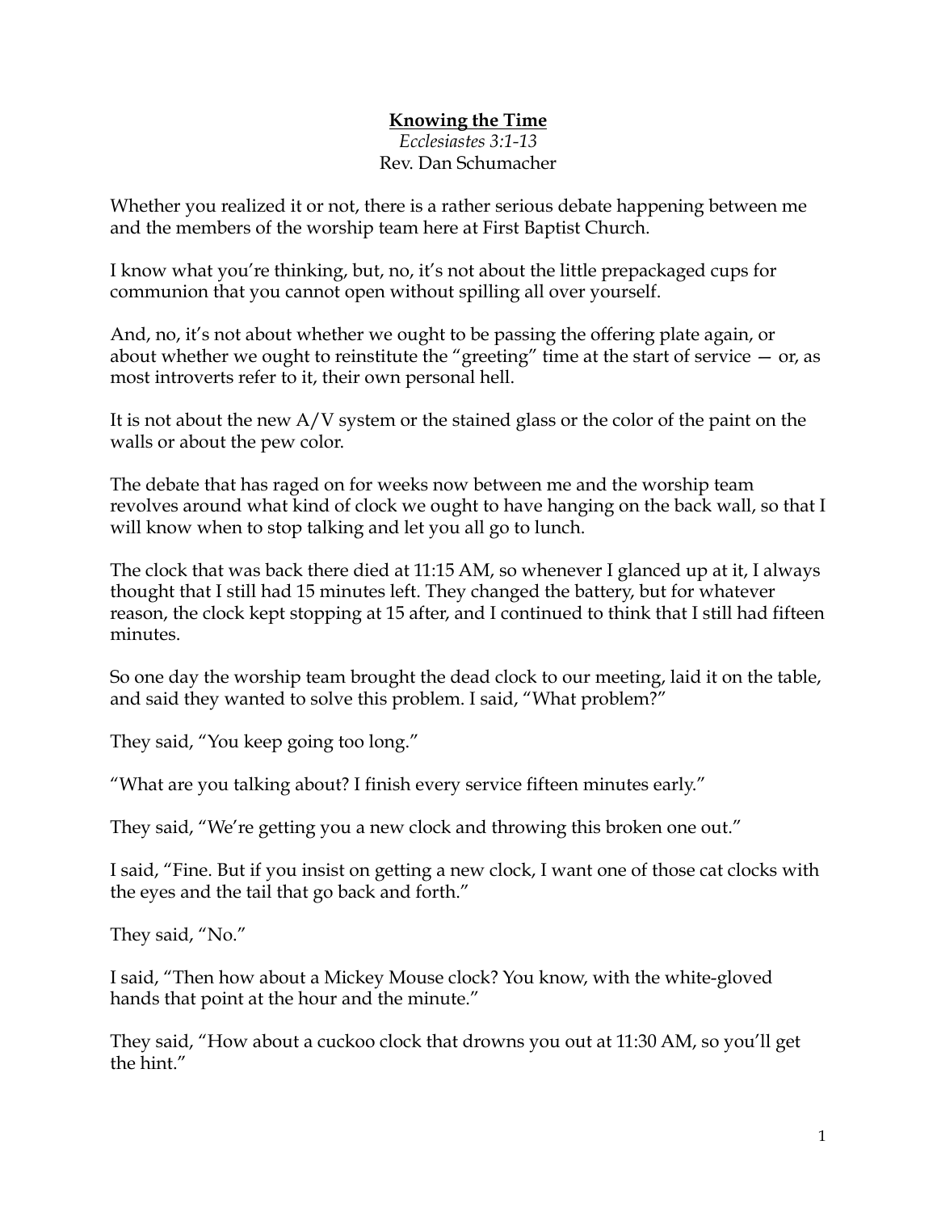**<u>Knowing the Time</u>**

*Ecclesiastes 3:1-13*

Rev. Dan Schumacher

Whether you realized it or not, there is a rather serious debate happening between me and the members of the worship team here at First Baptist Church.

I know what you're thinking, but, no, it's not about the little prepackaged cups for communion that you cannot open without spilling all over yourself.

And, no, it's not about whether we ought to be passing the offering plate again, or about whether we ought to reinstitute the "greeting" time at the start of service — or, as most introverts refer to it, their own personal hell.

It is not about the new A/V system or the stained glass or the color of the paint on the walls or about the pew color.

The debate that has raged on for weeks now between me and the worship team revolves around what kind of clock we ought to have hanging on the back wall, so that I will know when to stop talking and let you all go to lunch.

The clock that was back there died at 11:15 AM, so whenever I glanced up at it, I always thought that I still had 15 minutes left. They changed the battery, but for whatever reason, the clock kept stopping at 15 after, and I continued to think that I still had fifteen minutes.

So one day the worship team brought the dead clock to our meeting, laid it on the table, and said they wanted to solve this problem. I said, "What problem?"

They said, "You keep going too long."

"What are you talking about? I finish every service fifteen minutes early."

They said, "We're getting you a new clock and throwing this broken one out."

I said, "Fine. But if you insist on getting a new clock, I want one of those cat clocks with the eyes and the tail that go back and forth."

They said, "No."

I said, "Then how about a Mickey Mouse clock? You know, with the white-gloved hands that point at the hour and the minute."

They said, "How about a cuckoo clock that drowns you out at 11:30 AM, so you'll get the hint."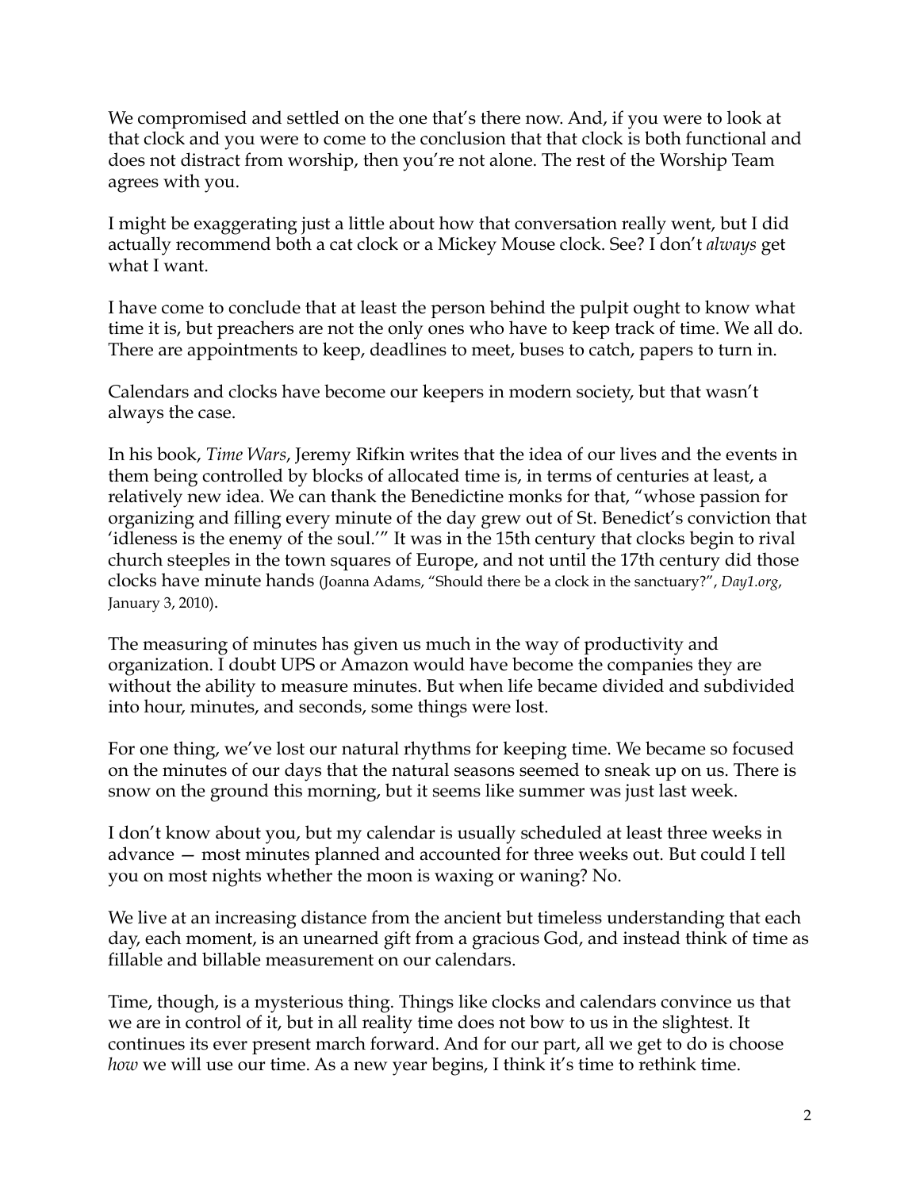We compromised and settled on the one that's there now. And, if you were to look at that clock and you were to come to the conclusion that that clock is both functional and does not distract from worship, then you're not alone. The rest of the Worship Team agrees with you.

I might be exaggerating just a little about how that conversation really went, but I did actually recommend both a cat clock or a Mickey Mouse clock. See? I don't *always* get what I want.

I have come to conclude that at least the person behind the pulpit ought to know what time it is, but preachers are not the only ones who have to keep track of time. We all do. There are appointments to keep, deadlines to meet, buses to catch, papers to turn in.

Calendars and clocks have become our keepers in modern society, but that wasn't always the case.

In his book, *Time Wars*, Jeremy Rifkin writes that the idea of our lives and the events in them being controlled by blocks of allocated time is, in terms of centuries at least, a relatively new idea. We can thank the Benedictine monks for that, "whose passion for organizing and filling every minute of the day grew out of St. Benedict's conviction that 'idleness is the enemy of the soul.'" It was in the 15th century that clocks begin to rival church steeples in the town squares of Europe, and not until the 17th century did those clocks have minute hands (Joanna Adams, "Should there be a clock in the sanctuary?", *Day1.org*, January 3, 2010).

The measuring of minutes has given us much in the way of productivity and organization. I doubt UPS or Amazon would have become the companies they are without the ability to measure minutes. But when life became divided and subdivided into hour, minutes, and seconds, some things were lost.

For one thing, we've lost our natural rhythms for keeping time. We became so focused on the minutes of our days that the natural seasons seemed to sneak up on us. There is snow on the ground this morning, but it seems like summer was just last week.

I don't know about you, but my calendar is usually scheduled at least three weeks in advance — most minutes planned and accounted for three weeks out. But could I tell you on most nights whether the moon is waxing or waning? No.

We live at an increasing distance from the ancient but timeless understanding that each day, each moment, is an unearned gift from a gracious God, and instead think of time as fillable and billable measurement on our calendars.

Time, though, is a mysterious thing. Things like clocks and calendars convince us that we are in control of it, but in all reality time does not bow to us in the slightest. It continues its ever present march forward. And for our part, all we get to do is choose *how* we will use our time. As a new year begins, I think it's time to rethink time.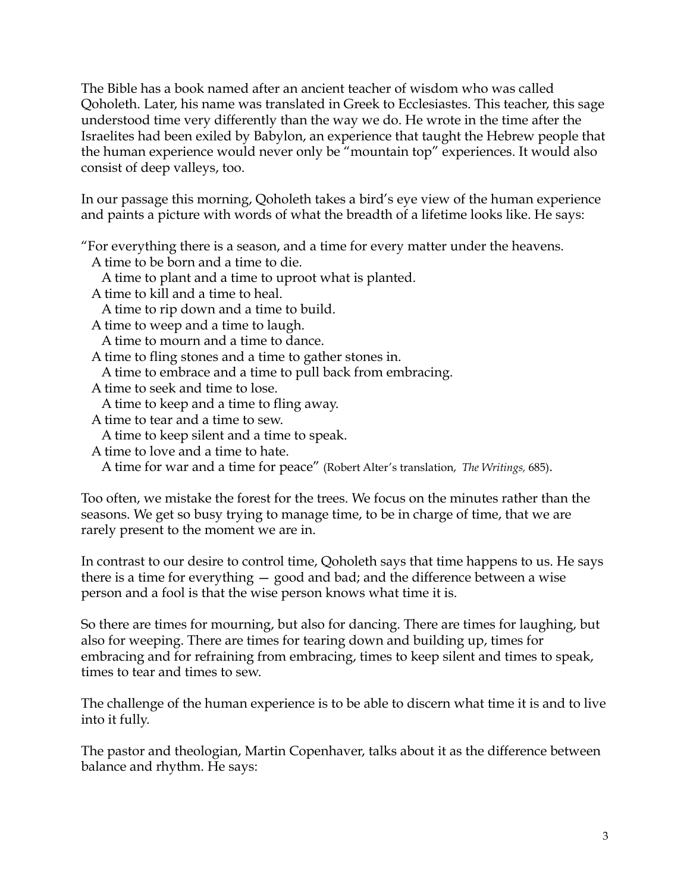The Bible has a book named after an ancient teacher of wisdom who was called Qoholeth. Later, his name was translated in Greek to Ecclesiastes. This teacher, this sage understood time very differently than the way we do. He wrote in the time after the Israelites had been exiled by Babylon, an experience that taught the Hebrew people that the human experience would never only be "mountain top" experiences. It would also consist of deep valleys, too.

In our passage this morning, Qoholeth takes a bird's eye view of the human experience and paints a picture with words of what the breadth of a lifetime looks like. He says:

"For everything there is a season, and a time for every matter under the heavens.
  A time to be born and a time to die.
    A time to plant and a time to uproot what is planted.
  A time to kill and a time to heal.
    A time to rip down and a time to build.
  A time to weep and a time to laugh.
    A time to mourn and a time to dance.
  A time to fling stones and a time to gather stones in.
    A time to embrace and a time to pull back from embracing.
  A time to seek and time to lose.
    A time to keep and a time to fling away.
  A time to tear and a time to sew.
    A time to keep silent and a time to speak.
  A time to love and a time to hate.
    A time for war and a time for peace" (Robert Alter's translation, *The Writings,* 685).

Too often, we mistake the forest for the trees. We focus on the minutes rather than the seasons. We get so busy trying to manage time, to be in charge of time, that we are rarely present to the moment we are in.

In contrast to our desire to control time, Qoholeth says that time happens to us. He says there is a time for everything — good and bad; and the difference between a wise person and a fool is that the wise person knows what time it is.

So there are times for mourning, but also for dancing. There are times for laughing, but also for weeping. There are times for tearing down and building up, times for embracing and for refraining from embracing, times to keep silent and times to speak, times to tear and times to sew.

The challenge of the human experience is to be able to discern what time it is and to live into it fully.

The pastor and theologian, Martin Copenhaver, talks about it as the difference between balance and rhythm. He says: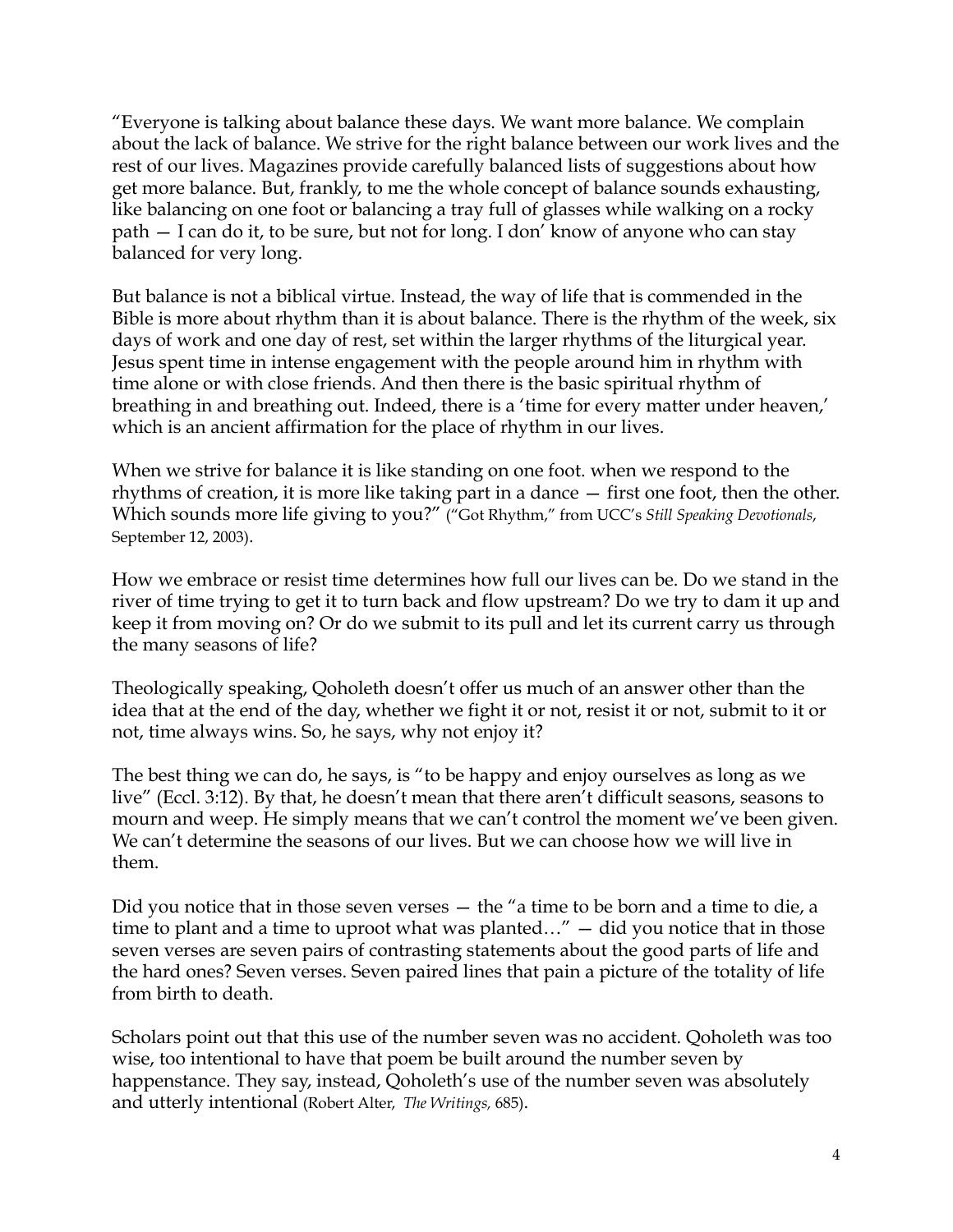"Everyone is talking about balance these days. We want more balance. We complain about the lack of balance. We strive for the right balance between our work lives and the rest of our lives. Magazines provide carefully balanced lists of suggestions about how get more balance. But, frankly, to me the whole concept of balance sounds exhausting, like balancing on one foot or balancing a tray full of glasses while walking on a rocky path — I can do it, to be sure, but not for long. I don' know of anyone who can stay balanced for very long.

But balance is not a biblical virtue. Instead, the way of life that is commended in the Bible is more about rhythm than it is about balance. There is the rhythm of the week, six days of work and one day of rest, set within the larger rhythms of the liturgical year. Jesus spent time in intense engagement with the people around him in rhythm with time alone or with close friends. And then there is the basic spiritual rhythm of breathing in and breathing out. Indeed, there is a 'time for every matter under heaven,' which is an ancient affirmation for the place of rhythm in our lives.

When we strive for balance it is like standing on one foot. when we respond to the rhythms of creation, it is more like taking part in a dance — first one foot, then the other. Which sounds more life giving to you?" ("Got Rhythm," from UCC's *Still Speaking Devotionals*, September 12, 2003).

How we embrace or resist time determines how full our lives can be. Do we stand in the river of time trying to get it to turn back and flow upstream? Do we try to dam it up and keep it from moving on? Or do we submit to its pull and let its current carry us through the many seasons of life?

Theologically speaking, Qoholeth doesn't offer us much of an answer other than the idea that at the end of the day, whether we fight it or not, resist it or not, submit to it or not, time always wins. So, he says, why not enjoy it?

The best thing we can do, he says, is "to be happy and enjoy ourselves as long as we live" (Eccl. 3:12). By that, he doesn't mean that there aren't difficult seasons, seasons to mourn and weep. He simply means that we can't control the moment we've been given. We can't determine the seasons of our lives. But we can choose how we will live in them.

Did you notice that in those seven verses — the "a time to be born and a time to die, a time to plant and a time to uproot what was planted…" — did you notice that in those seven verses are seven pairs of contrasting statements about the good parts of life and the hard ones? Seven verses. Seven paired lines that pain a picture of the totality of life from birth to death.

Scholars point out that this use of the number seven was no accident. Qoholeth was too wise, too intentional to have that poem be built around the number seven by happenstance. They say, instead, Qoholeth's use of the number seven was absolutely and utterly intentional (Robert Alter, *The Writings,* 685).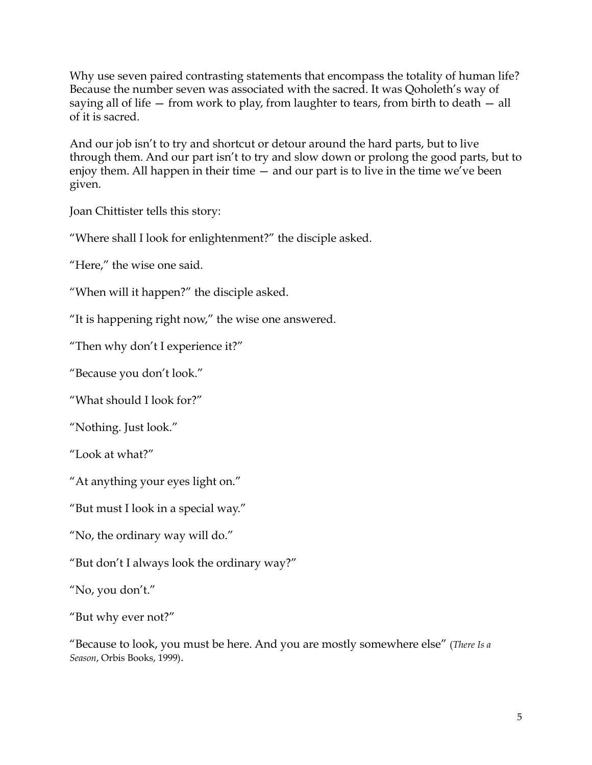Why use seven paired contrasting statements that encompass the totality of human life? Because the number seven was associated with the sacred. It was Qoholeth's way of saying all of life — from work to play, from laughter to tears, from birth to death — all of it is sacred.

And our job isn't to try and shortcut or detour around the hard parts, but to live through them. And our part isn't to try and slow down or prolong the good parts, but to enjoy them. All happen in their time — and our part is to live in the time we've been given.

Joan Chittister tells this story:

"Where shall I look for enlightenment?" the disciple asked.

"Here," the wise one said.

"When will it happen?" the disciple asked.

"It is happening right now," the wise one answered.

"Then why don't I experience it?"

"Because you don't look."

"What should I look for?"

"Nothing. Just look."

"Look at what?"

"At anything your eyes light on."

"But must I look in a special way."

"No, the ordinary way will do."

"But don't I always look the ordinary way?"

"No, you don't."

"But why ever not?"

"Because to look, you must be here. And you are mostly somewhere else" (*There Is a Season*, Orbis Books, 1999).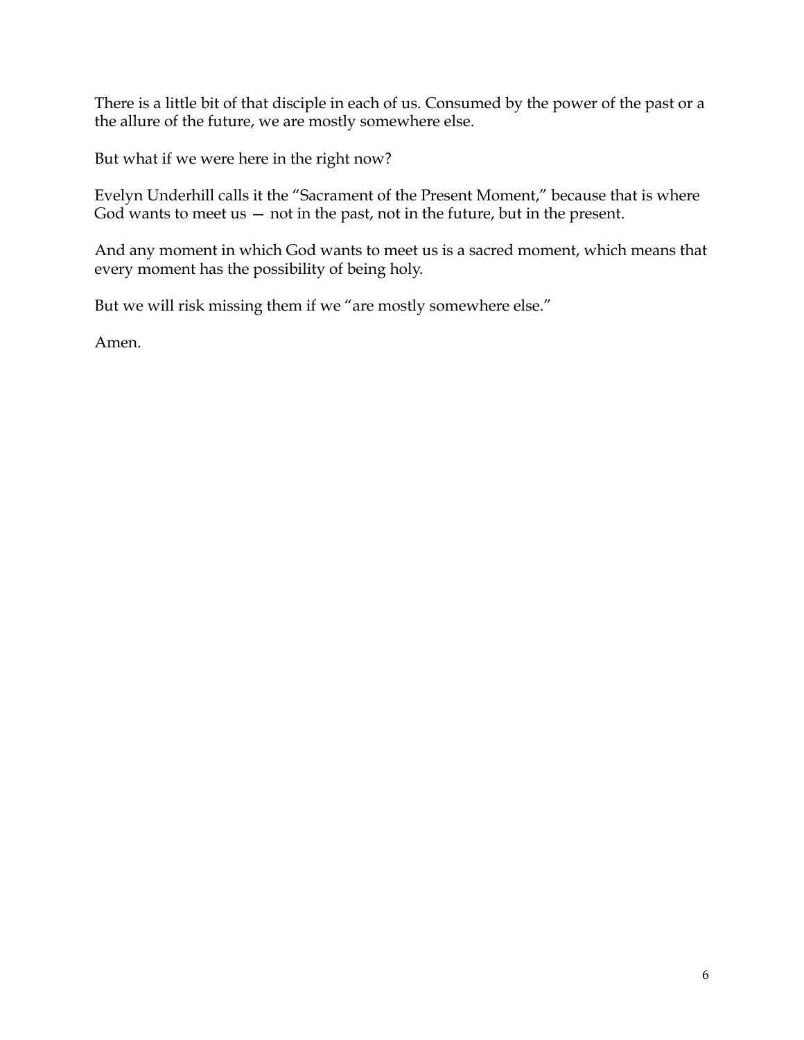There is a little bit of that disciple in each of us. Consumed by the power of the past or a the allure of the future, we are mostly somewhere else.

But what if we were here in the right now?

Evelyn Underhill calls it the "Sacrament of the Present Moment," because that is where God wants to meet us — not in the past, not in the future, but in the present.

And any moment in which God wants to meet us is a sacred moment, which means that every moment has the possibility of being holy.

But we will risk missing them if we "are mostly somewhere else."

Amen.